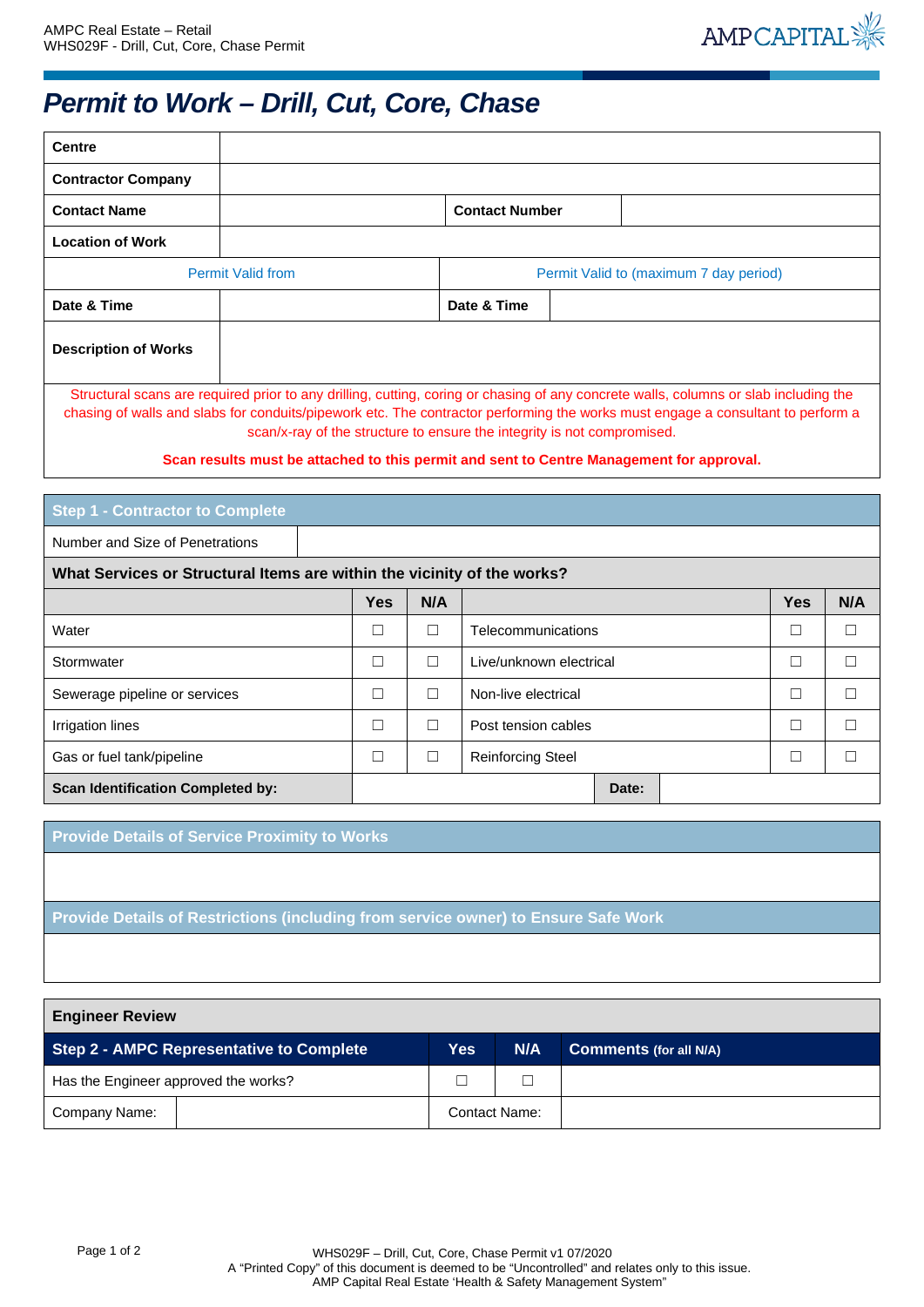# Permit to Work – Drill, Cut, Core, Chase

| | | | |
|---|---|---|---|
| **Centre** | | | |
| **Contractor Company** | | | |
| **Contact Name** | | **Contact Number** | |
| **Location of Work** | | | |
| Permit Valid from | | Permit Valid to (maximum 7 day period) | |
| **Date & Time** | | **Date & Time** | |
| **Description of Works** | | | |

Structural scans are required prior to any drilling, cutting, coring or chasing of any concrete walls, columns or slab including the chasing of walls and slabs for conduits/pipework etc. The contractor performing the works must engage a consultant to perform a scan/x-ray of the structure to ensure the integrity is not compromised.

**Scan results must be attached to this permit and sent to Centre Management for approval.**

## Step 1 - Contractor to Complete

| | |
|---|---|
| Number and Size of Penetrations | |

**What Services or Structural Items are within the vicinity of the works?**

| | Yes | N/A | | Yes | N/A |
|---|---|---|---|---|---|
| Water | ☐ | ☐ | Telecommunications | ☐ | ☐ |
| Stormwater | ☐ | ☐ | Live/unknown electrical | ☐ | ☐ |
| Sewerage pipeline or services | ☐ | ☐ | Non-live electrical | ☐ | ☐ |
| Irrigation lines | ☐ | ☐ | Post tension cables | ☐ | ☐ |
| Gas or fuel tank/pipeline | ☐ | ☐ | Reinforcing Steel | ☐ | ☐ |
| **Scan Identification Completed by:** | | | **Date:** | | |

## Provide Details of Service Proximity to Works

## Provide Details of Restrictions (including from service owner) to Ensure Safe Work

## Engineer Review

| **Step 2 - AMPC Representative to Complete** | | **Yes** | **N/A** | **Comments** (for all N/A) |
|---|---|---|---|---|
| Has the Engineer approved the works? | | ☐ | ☐ | |
| Company Name: | | Contact Name: | | |

WHS029F – Drill, Cut, Core, Chase Permit v1 07/2020
A "Printed Copy" of this document is deemed to be "Uncontrolled" and relates only to this issue.
AMP Capital Real Estate 'Health & Safety Management System"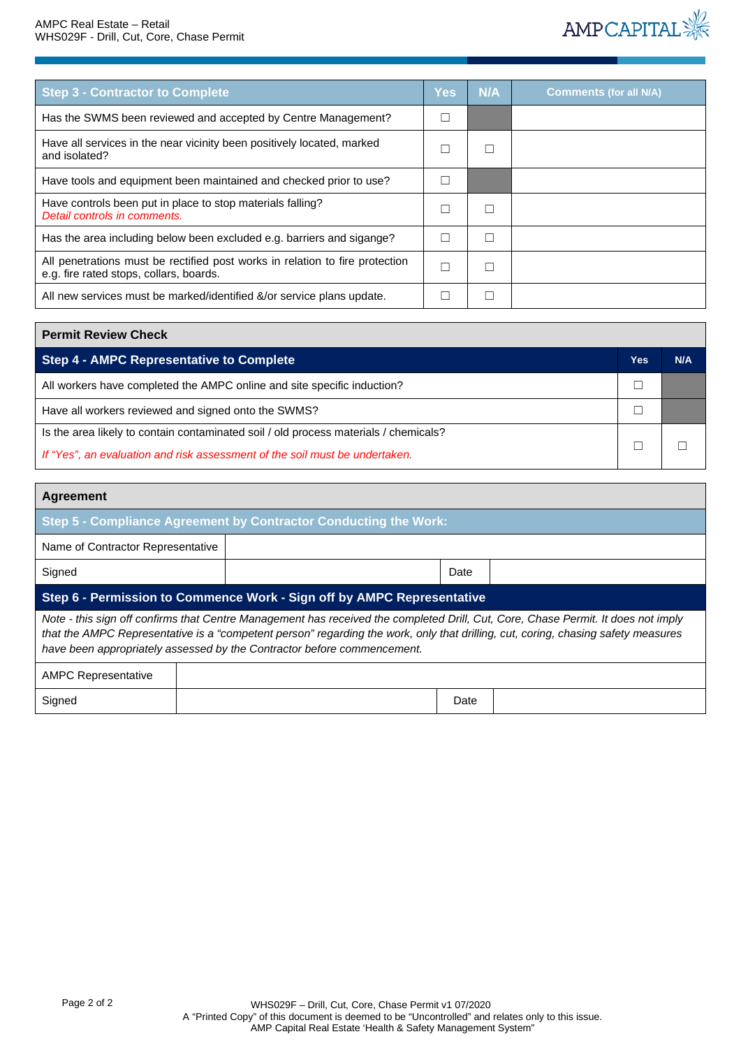| Step 3 - Contractor to Complete | Yes | N/A | Comments (for all N/A) |
|---|---|---|---|
| Has the SWMS been reviewed and accepted by Centre Management? | ☐ | | |
| Have all services in the near vicinity been positively located, marked and isolated? | ☐ | ☐ | |
| Have tools and equipment been maintained and checked prior to use? | ☐ | | |
| Have controls been put in place to stop materials falling? *Detail controls in comments.* | ☐ | ☐ | |
| Has the area including below been excluded e.g. barriers and sigange? | ☐ | ☐ | |
| All penetrations must be rectified post works in relation to fire protection e.g. fire rated stops, collars, boards. | ☐ | ☐ | |
| All new services must be marked/identified &/or service plans update. | ☐ | ☐ | |

## Permit Review Check

| Step 4 - AMPC Representative to Complete | Yes | N/A |
|---|---|---|
| All workers have completed the AMPC online and site specific induction? | ☐ | |
| Have all workers reviewed and signed onto the SWMS? | ☐ | |
| Is the area likely to contain contaminated soil / old process materials / chemicals? *If "Yes", an evaluation and risk assessment of the soil must be undertaken.* | ☐ | ☐ |

## Agreement

**Step 5 - Compliance Agreement by Contractor Conducting the Work:**

| | | | |
|---|---|---|---|
| Name of Contractor Representative | | | |
| Signed | | Date | |

**Step 6 - Permission to Commence Work - Sign off by AMPC Representative**

*Note - this sign off confirms that Centre Management has received the completed Drill, Cut, Core, Chase Permit. It does not imply that the AMPC Representative is a "competent person" regarding the work, only that drilling, cut, coring, chasing safety measures have been appropriately assessed by the Contractor before commencement.*

| | | | |
|---|---|---|---|
| AMPC Representative | | | |
| Signed | | Date | |